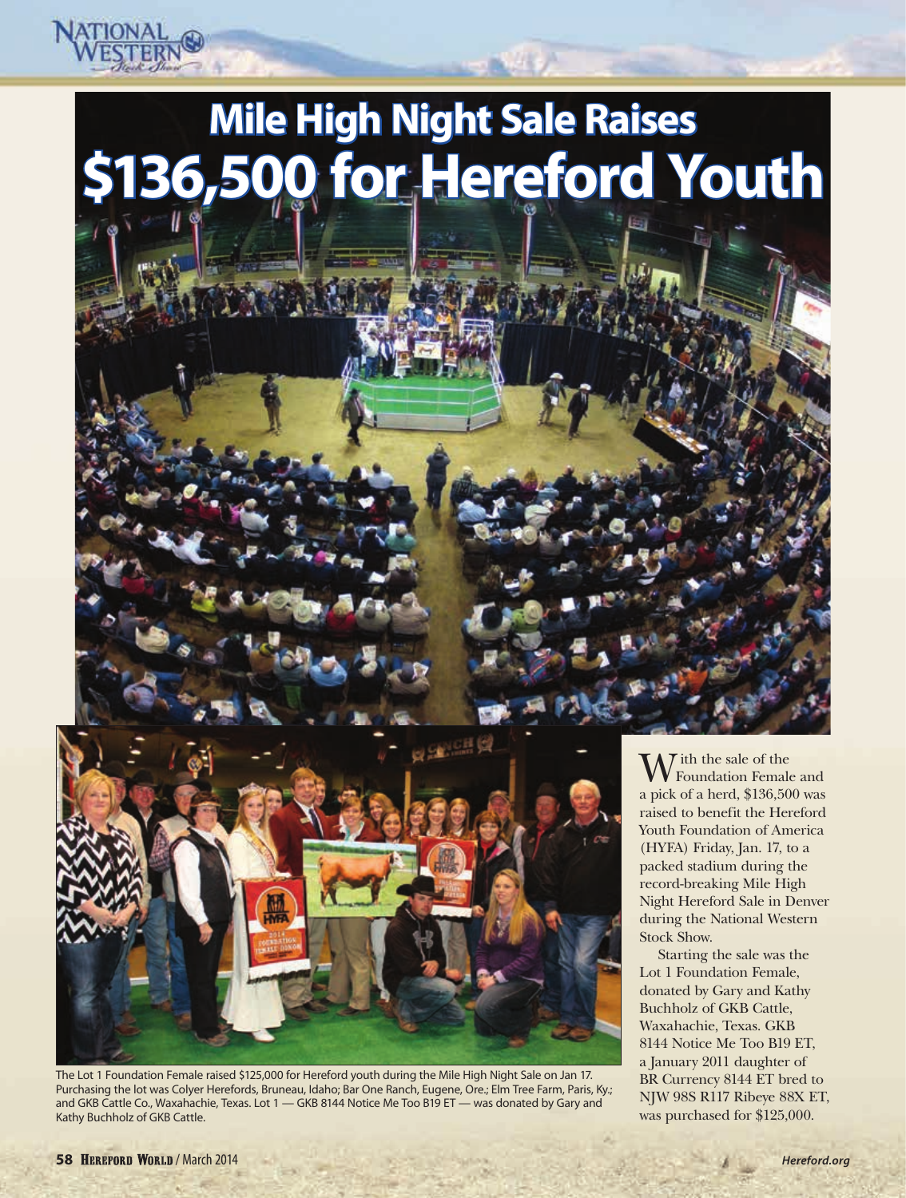# Mile High Night Sale Raises $136,500 for Hereford Youth

The Lot 1 Foundation Female raised $125,000 for Hereford youth during the Mile High Night Sale on Jan 17. Purchasing the lot was Colyer Herefords, Bruneau, Idaho; Bar One Ranch, Eugene, Ore.; Elm Tree Farm, Paris, Ky.; and GKB Cattle Co., Waxahachie, Texas. Lot 1 — GKB 8144 Notice Me Too B19 ET — was donated by Gary and Kathy Buchholz of GKB Cattle.

With the sale of the Foundation Female and a pick of a herd, $136,500 was raised to benefit the Hereford Youth Foundation of America (HYFA) Friday, Jan. 17, to a packed stadium during the record-breaking Mile High Night Hereford Sale in Denver during the National Western Stock Show.

Starting the sale was the Lot 1 Foundation Female, donated by Gary and Kathy Buchholz of GKB Cattle, Waxahachie, Texas. GKB 8144 Notice Me Too B19 ET, a January 2011 daughter of BR Currency 8144 ET bred to NJW 98S R117 Ribeye 88X ET, was purchased for $125,000.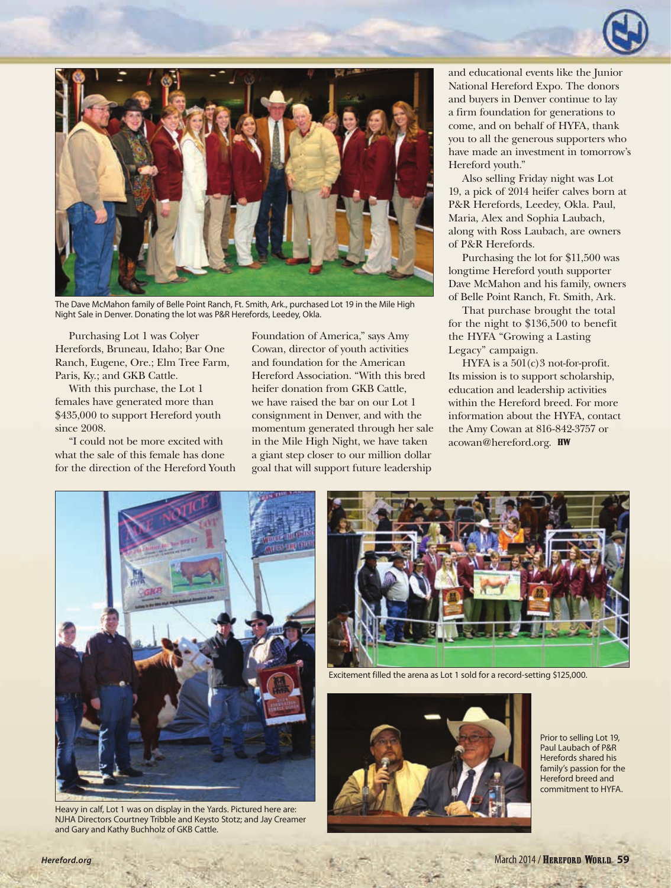The Dave McMahon family of Belle Point Ranch, Ft. Smith, Ark., purchased Lot 19 in the Mile High Night Sale in Denver. Donating the lot was P&R Herefords, Leedey, Okla.

Purchasing Lot 1 was Colyer Herefords, Bruneau, Idaho; Bar One Ranch, Eugene, Ore.; Elm Tree Farm, Paris, Ky.; and GKB Cattle.

With this purchase, the Lot 1 females have generated more than $435,000 to support Hereford youth since 2008.

"I could not be more excited with what the sale of this female has done for the direction of the Hereford Youth Foundation of America," says Amy Cowan, director of youth activities and foundation for the American Hereford Association. "With this bred heifer donation from GKB Cattle, we have raised the bar on our Lot 1 consignment in Denver, and with the momentum generated through her sale in the Mile High Night, we have taken a giant step closer to our million dollar goal that will support future leadership and educational events like the Junior National Hereford Expo. The donors and buyers in Denver continue to lay a firm foundation for generations to come, and on behalf of HYFA, thank you to all the generous supporters who have made an investment in tomorrow's Hereford youth."

Also selling Friday night was Lot 19, a pick of 2014 heifer calves born at P&R Herefords, Leedey, Okla. Paul, Maria, Alex and Sophia Laubach, along with Ross Laubach, are owners of P&R Herefords.

Purchasing the lot for $11,500 was longtime Hereford youth supporter Dave McMahon and his family, owners of Belle Point Ranch, Ft. Smith, Ark.

That purchase brought the total for the night to $136,500 to benefit the HYFA "Growing a Lasting Legacy" campaign.

HYFA is a 501(c)3 not-for-profit. Its mission is to support scholarship, education and leadership activities within the Hereford breed. For more information about the HYFA, contact the Amy Cowan at 816-842-3757 or acowan@hereford.org. **HW**

Heavy in calf, Lot 1 was on display in the Yards. Pictured here are: NJHA Directors Courtney Tribble and Keysto Stotz; and Jay Creamer and Gary and Kathy Buchholz of GKB Cattle.

Excitement filled the arena as Lot 1 sold for a record-setting $125,000.

Prior to selling Lot 19, Paul Laubach of P&R Herefords shared his family's passion for the Hereford breed and commitment to HYFA.